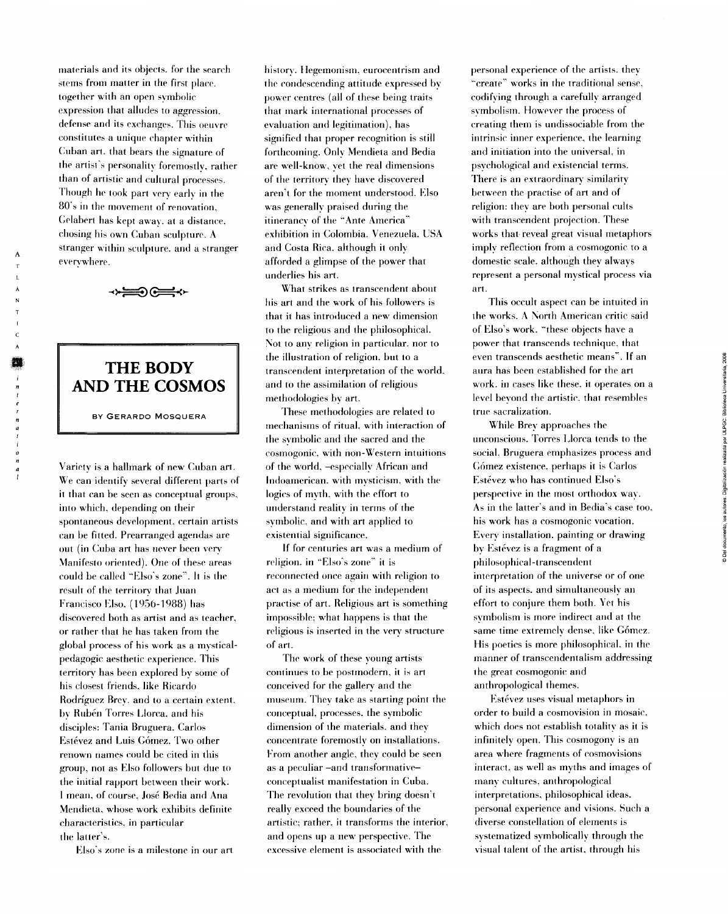materials and its objects. for the search stems from matter in the first place. together with an open symbolic expression that alludes to aggression. defense and its exchanges. This oeuvre constitutes a unique chapter within Cuban art. that bears the signature of the artist's personality foremostly. rather than of artistic and cultural processes. Though he took part very early in the 80's in the movement of renovation. Gelabert has kept away. at a distance. chosing his own Cuban sculpture. A stranger within sculpture. and a stranger everywhere.

# THE BODY AND THE COSMOS

BY GERARDO MOSQUERA

Variety is a hallmark of new Cuban art. We can identify several different parts of it that can be seen as conceptual groups, into which, depending on their spontaneous development, certain artists can be fitted. Prearranged agendas are out (in Cuba art has never been very Manifesto oriented). One of these areas could be called "Elso's zone". It is the result of the territory that Juan Francisco Elso, (1956-1988) has discovered both as artist and as teacher, or rather that he has taken from the global process of his work as a mystical-pedagogic aesthetic experience. This territory has been explored by some of his closest friends, like Ricardo Rodríguez Brey, and to a certain extent, by Rubén Torres Llorca, and his disciples: Tania Bruguera, Carlos Estévez and Luis Gómez. Two other renown names could be cited in this group, not as Elso followers but due to the initial rapport between their work. I mean, of course, José Bedia and Ana Mendieta, whose work exhibits definite characteristics, in particular the latter's.

Elso's zone is a milestone in our art history. Hegemonism, eurocentrism and the condescending attitude expressed by power centres (all of these being traits that mark international processes of evaluation and legitimation), has signified that proper recognition is still forthcoming. Only Mendieta and Bedia are well-know, yet the real dimensions of the territory they have discovered aren't for the moment understood. Elso was generally praised during the itinerancy of the "Ante America" exhibition in Colombia, Venezuela, USA and Costa Rica, although it only afforded a glimpse of the power that underlies his art.

What strikes as transcendent about his art and the work of his followers is that it has introduced a new dimension to the religious and the philosophical. Not to any religion in particular, nor to the illustration of religion, but to a transcendent interpretation of the world, and to the assimilation of religious methodologies by art.

These methodologies are related to mechanisms of ritual, with interaction of the symbolic and the sacred and the cosmogonic, with non-Western intuitions of the world, –especially African and Indoamerican, with mysticism, with the logics of myth, with the effort to understand reality in terms of the symbolic, and with art applied to existential significance.

If for centuries art was a medium of religion, in "Elso's zone" it is reconnected once again with religion to act as a medium for the independent practise of art. Religious art is something impossible; what happens is that the religious is inserted in the very structure of art.

The work of these young artists continues to be postmodern, it is art conceived for the gallery and the museum. They take as starting point the conceptual, processes, the symbolic dimension of the materials, and they concentrate foremostly on installations. From another angle, they could be seen as a peculiar –and transformative– conceptualist manifestation in Cuba. The revolution that they bring doesn't really exceed the boundaries of the artistic; rather, it transforms the interior, and opens up a new perspective. The excessive element is associated with the personal experience of the artists. they "create" works in the traditional sense, codifying through a carefully arranged symbolism. However the process of creating them is undissociable from the intrinsic inner experience, the learning and initiation into the universal, in psychological and existencial terms. There is an extraordinary similarity between the practise of art and of religion: they are both personal cults with transcendent projection. These works that reveal great visual metaphors imply reflection from a cosmogonic to a domestic scale, although they always represent a personal mystical process via art.

This occult aspect can be intuited in the works. A North American critic said of Elso's work, "these objects have a power that transcends technique, that even transcends aesthetic means". If an aura has been established for the art work, in cases like these, it operates on a level beyond the artistic, that resembles true sacralization.

While Brey approaches the unconscious, Torres Llorca tends to the social, Bruguera emphasizes process and Gómez existence, perhaps it is Carlos Estévez who has continued Elso's perspective in the most orthodox way. As in the latter's and in Bedia's case too, his work has a cosmogonic vocation. Every installation, painting or drawing by Estévez is a fragment of a philosophical-transcendent interpretation of the universe or of one of its aspects, and simultaneously an effort to conjure them both. Yet his symbolism is more indirect and at the same time extremely dense, like Gómez. His poetics is more philosophical, in the manner of transcendentalism addressing the great cosmogonic and anthropological themes.

Estévez uses visual metaphors in order to build a cosmovision in mosaic, which does not establish totality as it is infinitely open. This cosmogony is an area where fragments of cosmovisions interact, as well as myths and images of many cultures, anthropological interpretations, philosophical ideas, personal experience and visions. Such a diverse constellation of elements is systematized symbolically through the visual talent of the artist, through his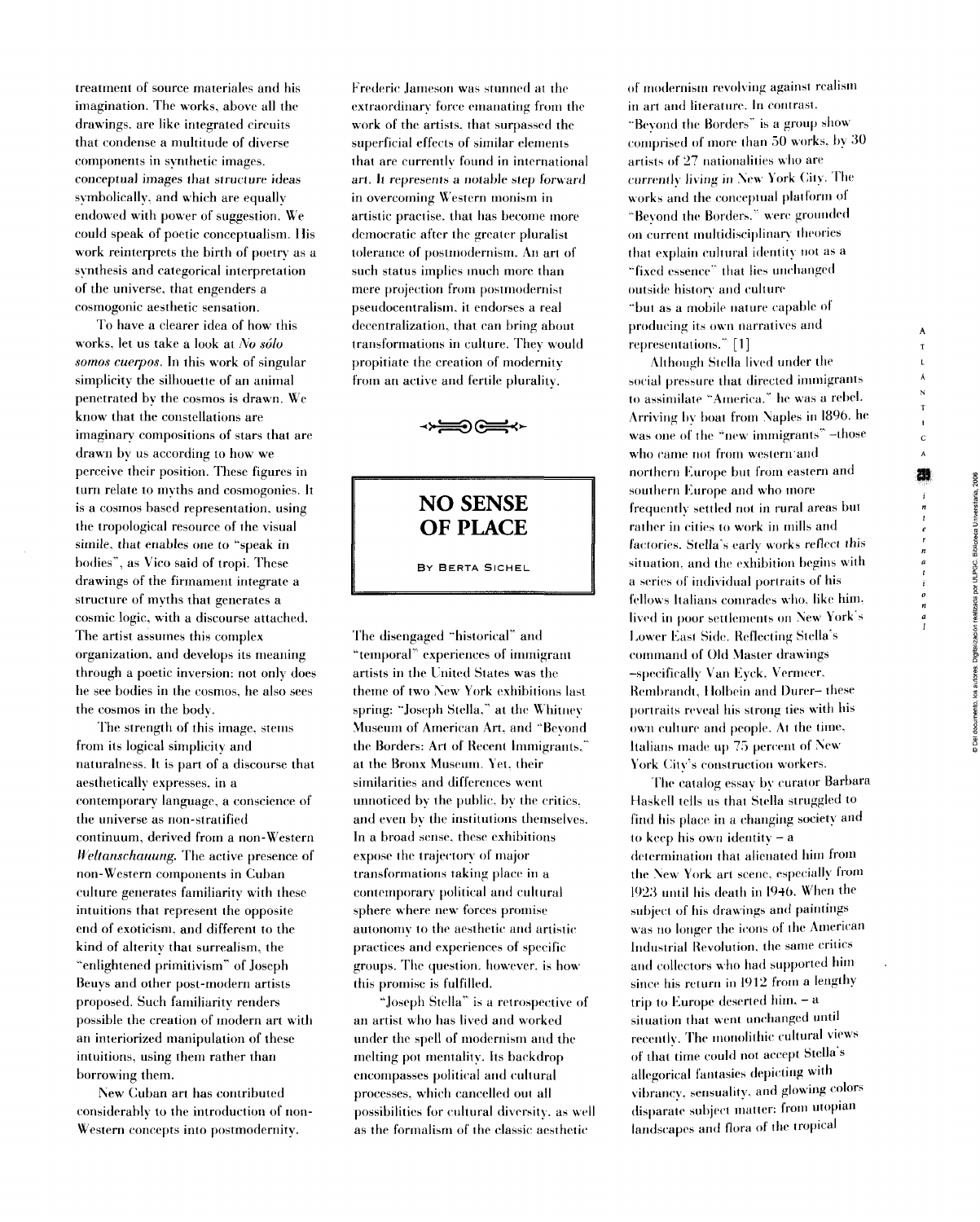treatment of source materiales and his imagination. The works, above all the drawings, are like integrated circuits that condense a multitude of diverse components in synthetic images, conceptual images that structure ideas symbolically, and which are equally endowed with power of suggestion. We could speak of poetic conceptualism. His work reinterprets the birth of poetry as a synthesis and categorical interpretation of the universe, that engenders a cosmogonic aesthetic sensation.

To have a clearer idea of how this works, let us take a look at *No sólo somos cuerpos*. In this work of singular simplicity the silhouette of an animal penetrated by the cosmos is drawn. We know that the constellations are imaginary compositions of stars that are drawn by us according to how we perceive their position. These figures in turn relate to myths and cosmogonies. It is a cosmos based representation, using the tropological resource of the visual simile, that enables one to "speak in bodies", as Vico said of tropi. These drawings of the firmament integrate a structure of myths that generates a cosmic logic, with a discourse attached. The artist assumes this complex organization, and develops its meaning through a poetic inversion: not only does he see bodies in the cosmos, he also sees the cosmos in the body.

The strength of this image, stems from its logical simplicity and naturalness. It is part of a discourse that aesthetically expresses, in a contemporary language, a conscience of the universe as non-stratified continuum, derived from a non-Western *Weltanschauung*. The active presence of non-Western components in Cuban culture generates familiarity with these intuitions that represent the opposite end of exoticism, and different to the kind of alterity that surrealism, the "enlightened primitivism" of Joseph Beuys and other post-modern artists proposed. Such familiarity renders possible the creation of modern art with an interiorized manipulation of these intuitions, using them rather than borrowing them.

New Cuban art has contributed considerably to the introduction of non-Western concepts into postmodernity. Frederic Jameson was stunned at the extraordinary force emanating from the work of the artists, that surpassed the superficial effects of similar elements that are currently found in international art. It represents a notable step forward in overcoming Western monism in artistic practise, that has become more democratic after the greater pluralist tolerance of postmodernism. An art of such status implies much more than mere projection from postmodernist pseudocentralism, it endorses a real decentralization, that can bring about transformations in culture. They would propitiate the creation of modernity from an active and fertile plurality.

## NO SENSE OF PLACE

By Berta Sichel

The disengaged "historical" and "temporal" experiences of immigrant artists in the United States was the theme of two New York exhibitions last spring: "Joseph Stella," at the Whitney Museum of American Art, and "Beyond the Borders: Art of Recent Immigrants," at the Bronx Museum. Yet, their similarities and differences went unnoticed by the public, by the critics, and even by the institutions themselves. In a broad sense, these exhibitions expose the trajectory of major transformations taking place in a contemporary political and cultural sphere where new forces promise autonomy to the aesthetic and artistic practices and experiences of specific groups. The question, however, is how this promise is fulfilled.

"Joseph Stella" is a retrospective of an artist who has lived and worked under the spell of modernism and the melting pot mentality. Its backdrop encompasses political and cultural processes, which cancelled out all possibilities for cultural diversity, as well as the formalism of the classic aesthetic of modernism revolving against realism in art and literature. In contrast, "Beyond the Borders" is a group show comprised of more than 50 works, by 30 artists of 27 nationalities who are *currently living in* New York City. The works and the conceptual platform of "Beyond the Borders," were grounded on current multidisciplinary theories that explain cultural identity not as a "fixed essence" that lies unchanged outside history and culture "but as a mobile nature capable of producing its own narratives and representations." [1]

Although Stella lived under the social pressure that directed immigrants to assimilate "America," he was a rebel. Arriving by boat from Naples in 1896, he was one of the "new immigrants" –those who came not from western and northern Europe but from eastern and southern Europe and who more frequently settled not in rural areas but rather in cities to work in mills and factories. Stella's early works reflect this situation, and the exhibition begins with a series of individual portraits of his fellows Italians comrades who, like him, lived in poor settlements on New York's Lower East Side. Reflecting Stella's command of Old Master drawings –specifically Van Eyck, Vermeer, Rembrandt, Holbein and Durer– these portraits reveal his strong ties with his own culture and people. At the time, Italians made up 75 percent of New York City's construction workers.

The catalog essay by curator Barbara Haskell tells us that Stella struggled to find his place in a changing society and to keep his own identity – a determination that alienated him from the New York art scene, especially from 1923 until his death in 1946. When the subject of his drawings and paintings was no longer the icons of the American Industrial Revolution, the same critics and collectors who had supported him since his return in 1912 from a lengthy trip to Europe deserted him, – a situation that went unchanged until recently. The monolithic cultural views of that time could not accept Stella's allegorical fantasies depicting with vibrancy, sensuality, and glowing colors disparate subject matter: from utopian landscapes and flora of the tropical